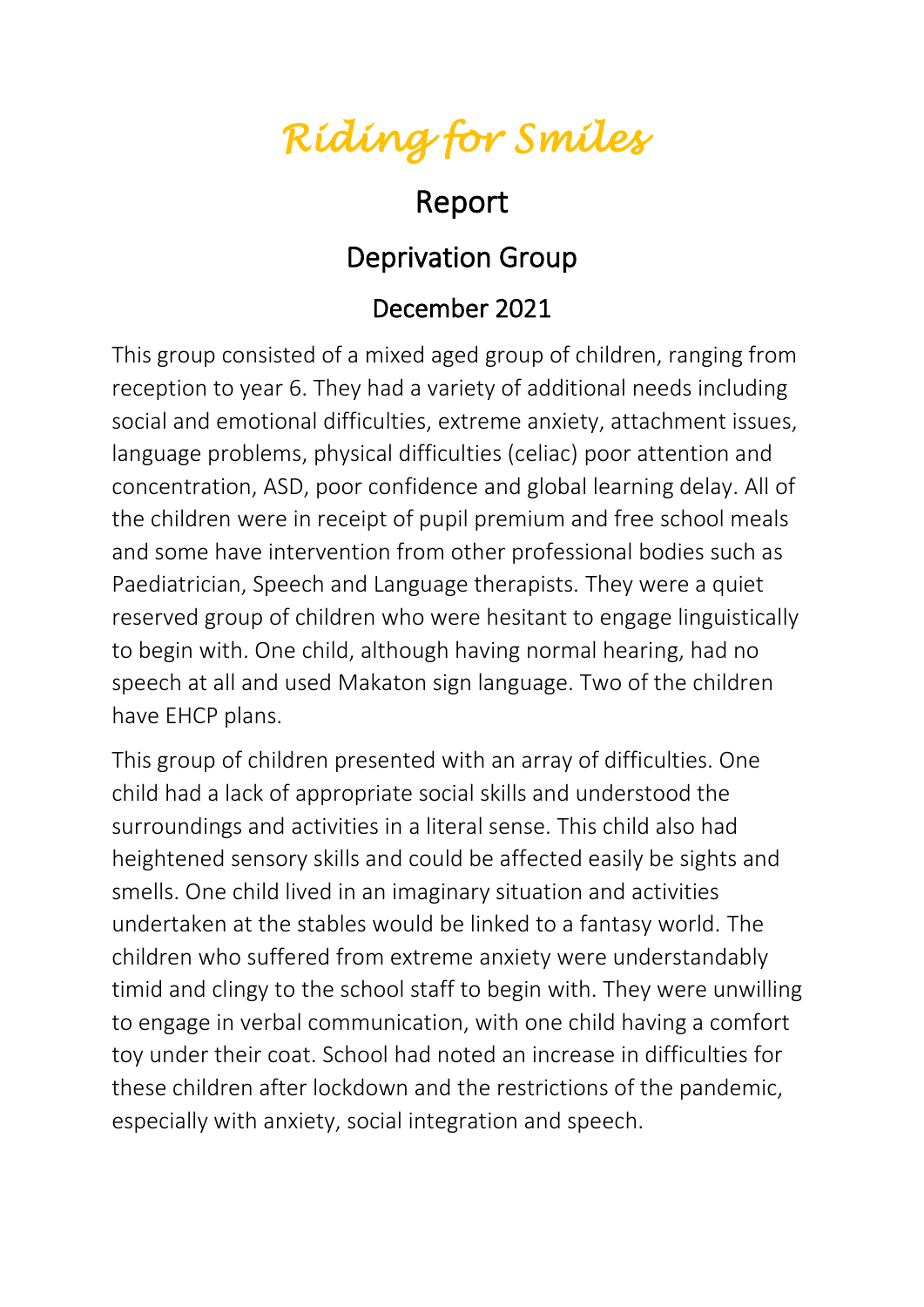# *Riding for Smiles*

## Report

### Deprivation Group

### December 2021

This group consisted of a mixed aged group of children, ranging from reception to year 6. They had a variety of additional needs including social and emotional difficulties, extreme anxiety, attachment issues, language problems, physical difficulties (celiac) poor attention and concentration, ASD, poor confidence and global learning delay. All of the children were in receipt of pupil premium and free school meals and some have intervention from other professional bodies such as Paediatrician, Speech and Language therapists. They were a quiet reserved group of children who were hesitant to engage linguistically to begin with. One child, although having normal hearing, had no speech at all and used Makaton sign language. Two of the children have EHCP plans.

This group of children presented with an array of difficulties. One child had a lack of appropriate social skills and understood the surroundings and activities in a literal sense. This child also had heightened sensory skills and could be affected easily be sights and smells. One child lived in an imaginary situation and activities undertaken at the stables would be linked to a fantasy world. The children who suffered from extreme anxiety were understandably timid and clingy to the school staff to begin with. They were unwilling to engage in verbal communication, with one child having a comfort toy under their coat. School had noted an increase in difficulties for these children after lockdown and the restrictions of the pandemic, especially with anxiety, social integration and speech.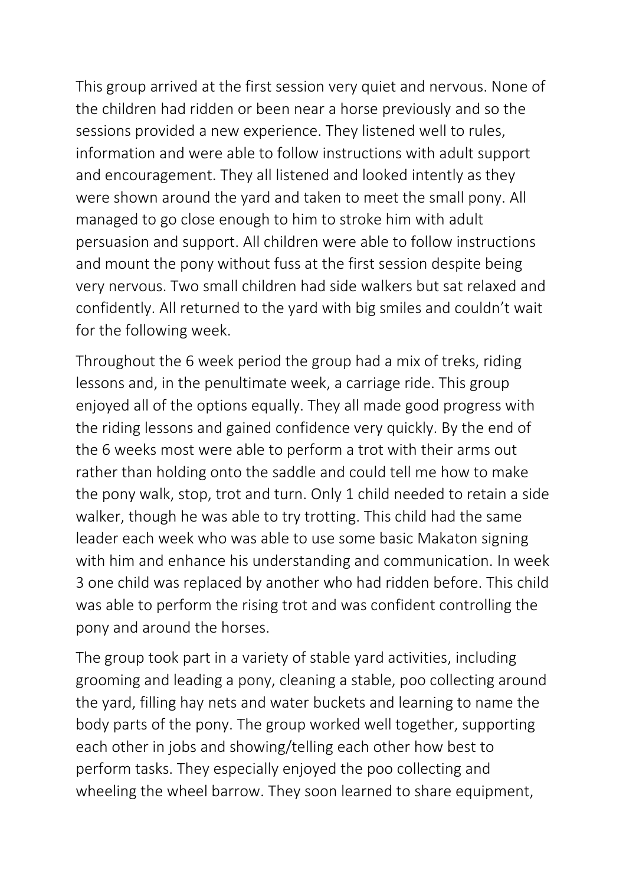This group arrived at the first session very quiet and nervous. None of the children had ridden or been near a horse previously and so the sessions provided a new experience. They listened well to rules, information and were able to follow instructions with adult support and encouragement. They all listened and looked intently as they were shown around the yard and taken to meet the small pony. All managed to go close enough to him to stroke him with adult persuasion and support. All children were able to follow instructions and mount the pony without fuss at the first session despite being very nervous. Two small children had side walkers but sat relaxed and confidently. All returned to the yard with big smiles and couldn't wait for the following week.

Throughout the 6 week period the group had a mix of treks, riding lessons and, in the penultimate week, a carriage ride. This group enjoyed all of the options equally. They all made good progress with the riding lessons and gained confidence very quickly. By the end of the 6 weeks most were able to perform a trot with their arms out rather than holding onto the saddle and could tell me how to make the pony walk, stop, trot and turn. Only 1 child needed to retain a side walker, though he was able to try trotting. This child had the same leader each week who was able to use some basic Makaton signing with him and enhance his understanding and communication. In week 3 one child was replaced by another who had ridden before. This child was able to perform the rising trot and was confident controlling the pony and around the horses.

The group took part in a variety of stable yard activities, including grooming and leading a pony, cleaning a stable, poo collecting around the yard, filling hay nets and water buckets and learning to name the body parts of the pony. The group worked well together, supporting each other in jobs and showing/telling each other how best to perform tasks. They especially enjoyed the poo collecting and wheeling the wheel barrow. They soon learned to share equipment,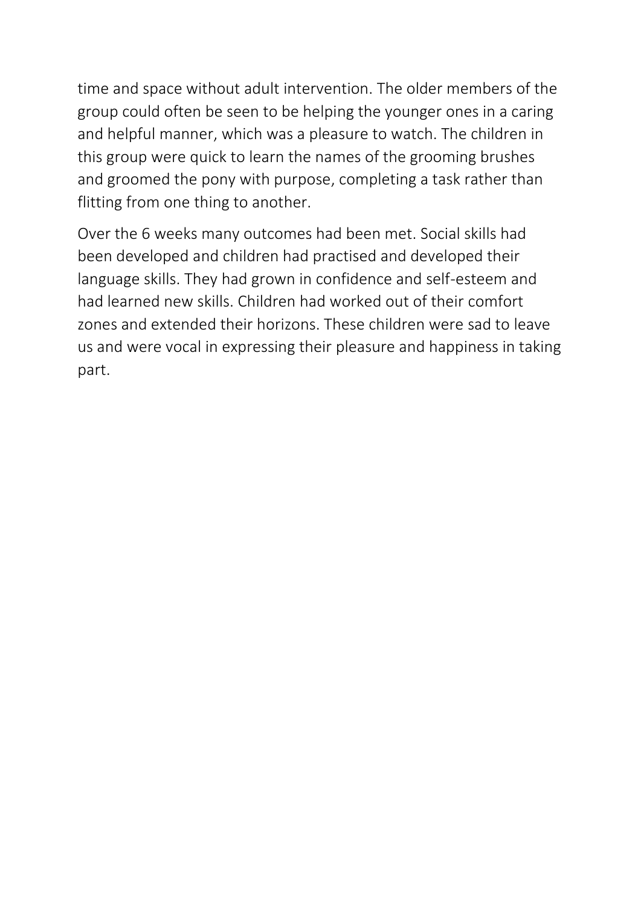time and space without adult intervention. The older members of the group could often be seen to be helping the younger ones in a caring and helpful manner, which was a pleasure to watch. The children in this group were quick to learn the names of the grooming brushes and groomed the pony with purpose, completing a task rather than flitting from one thing to another.

Over the 6 weeks many outcomes had been met. Social skills had been developed and children had practised and developed their language skills. They had grown in confidence and self-esteem and had learned new skills. Children had worked out of their comfort zones and extended their horizons. These children were sad to leave us and were vocal in expressing their pleasure and happiness in taking part.